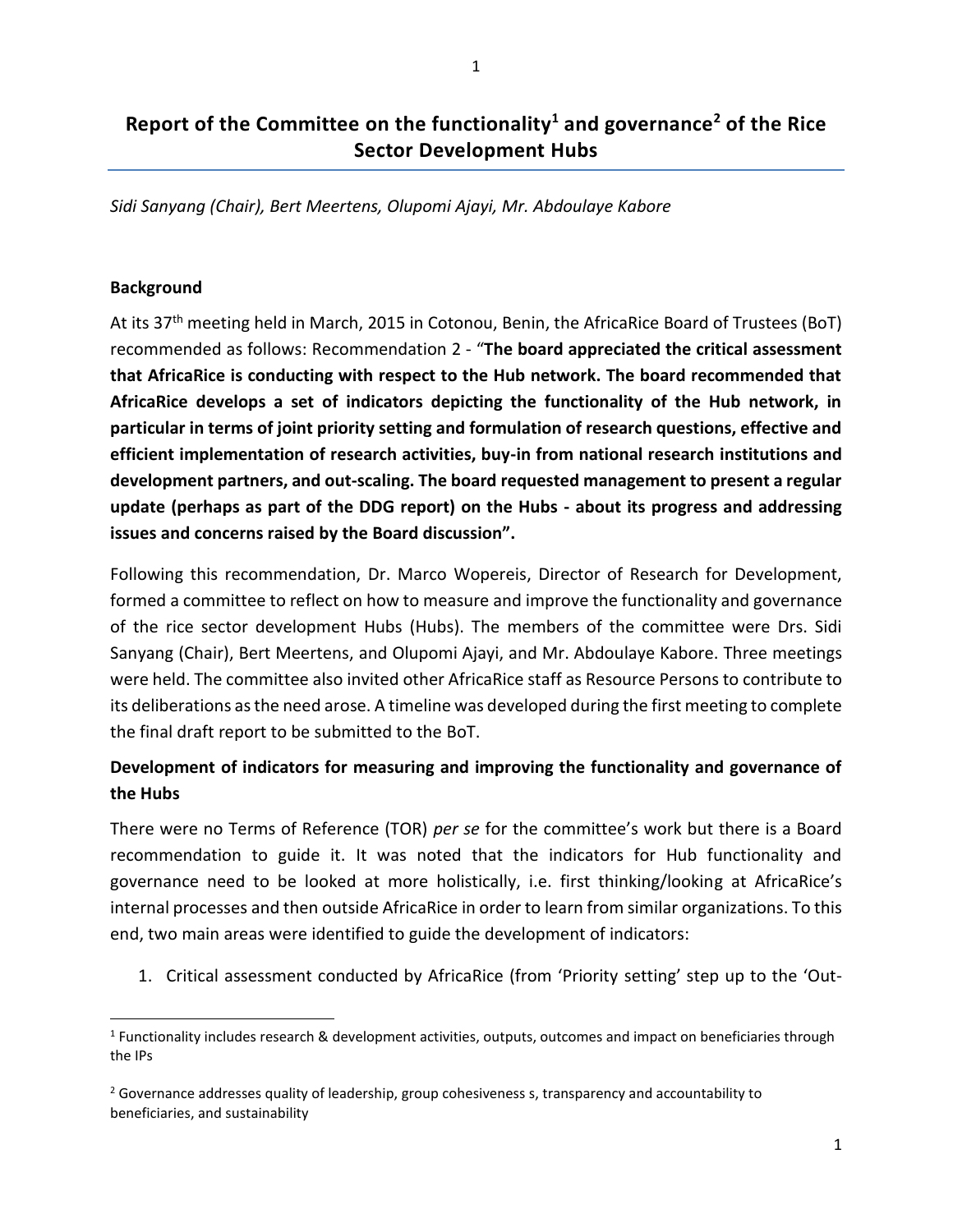# Report of the Committee on the functionality[1] and governance[2] of the Rice Sector Development Hubs

*Sidi Sanyang (Chair), Bert Meertens, Olupomi Ajayi, Mr. Abdoulaye Kabore*

## Background

At its 37th meeting held in March, 2015 in Cotonou, Benin, the AfricaRice Board of Trustees (BoT) recommended as follows: Recommendation 2 - "**The board appreciated the critical assessment that AfricaRice is conducting with respect to the Hub network. The board recommended that AfricaRice develops a set of indicators depicting the functionality of the Hub network, in particular in terms of joint priority setting and formulation of research questions, effective and efficient implementation of research activities, buy-in from national research institutions and development partners, and out-scaling. The board requested management to present a regular update (perhaps as part of the DDG report) on the Hubs - about its progress and addressing issues and concerns raised by the Board discussion".**

Following this recommendation, Dr. Marco Wopereis, Director of Research for Development, formed a committee to reflect on how to measure and improve the functionality and governance of the rice sector development Hubs (Hubs). The members of the committee were Drs. Sidi Sanyang (Chair), Bert Meertens, and Olupomi Ajayi, and Mr. Abdoulaye Kabore. Three meetings were held. The committee also invited other AfricaRice staff as Resource Persons to contribute to its deliberations as the need arose. A timeline was developed during the first meeting to complete the final draft report to be submitted to the BoT.

## Development of indicators for measuring and improving the functionality and governance of the Hubs

There were no Terms of Reference (TOR) *per se* for the committee's work but there is a Board recommendation to guide it. It was noted that the indicators for Hub functionality and governance need to be looked at more holistically, i.e. first thinking/looking at AfricaRice's internal processes and then outside AfricaRice in order to learn from similar organizations. To this end, two main areas were identified to guide the development of indicators:

1. Critical assessment conducted by AfricaRice (from 'Priority setting' step up to the 'Out-

---

[1] Functionality includes research & development activities, outputs, outcomes and impact on beneficiaries through the IPs

[2] Governance addresses quality of leadership, group cohesiveness s, transparency and accountability to beneficiaries, and sustainability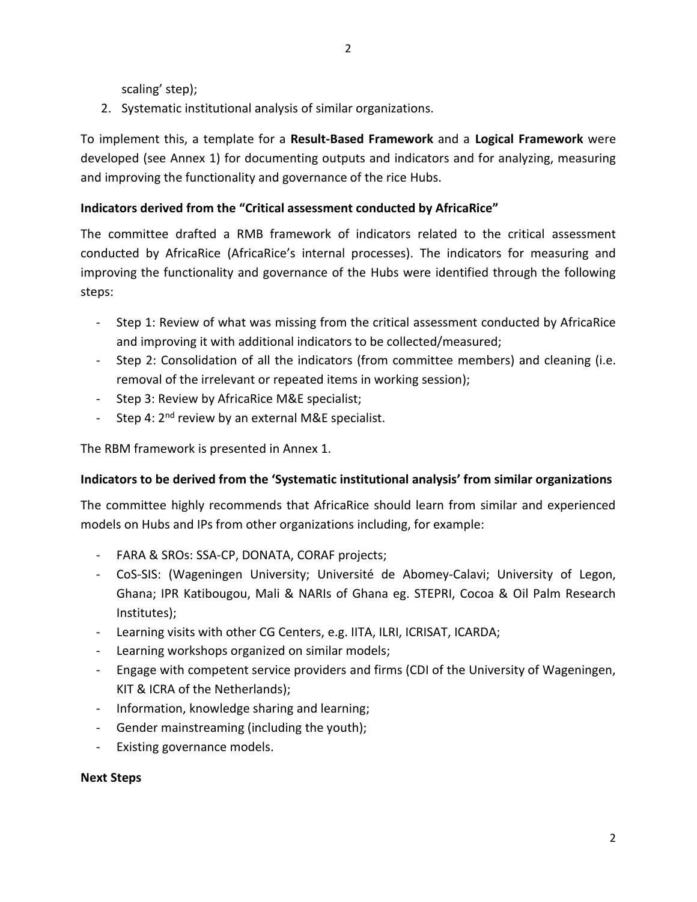scaling' step);

2. Systematic institutional analysis of similar organizations.

To implement this, a template for a **Result-Based Framework** and a **Logical Framework** were developed (see Annex 1) for documenting outputs and indicators and for analyzing, measuring and improving the functionality and governance of the rice Hubs.

**Indicators derived from the "Critical assessment conducted by AfricaRice"**

The committee drafted a RMB framework of indicators related to the critical assessment conducted by AfricaRice (AfricaRice's internal processes). The indicators for measuring and improving the functionality and governance of the Hubs were identified through the following steps:

- Step 1: Review of what was missing from the critical assessment conducted by AfricaRice and improving it with additional indicators to be collected/measured;
- Step 2: Consolidation of all the indicators (from committee members) and cleaning (i.e. removal of the irrelevant or repeated items in working session);
- Step 3: Review by AfricaRice M&E specialist;
- Step 4: 2nd review by an external M&E specialist.

The RBM framework is presented in Annex 1.

**Indicators to be derived from the 'Systematic institutional analysis' from similar organizations**

The committee highly recommends that AfricaRice should learn from similar and experienced models on Hubs and IPs from other organizations including, for example:

- FARA & SROs: SSA-CP, DONATA, CORAF projects;
- CoS-SIS: (Wageningen University; Université de Abomey-Calavi; University of Legon, Ghana; IPR Katibougou, Mali & NARIs of Ghana eg. STEPRI, Cocoa & Oil Palm Research Institutes);
- Learning visits with other CG Centers, e.g. IITA, ILRI, ICRISAT, ICARDA;
- Learning workshops organized on similar models;
- Engage with competent service providers and firms (CDI of the University of Wageningen, KIT & ICRA of the Netherlands);
- Information, knowledge sharing and learning;
- Gender mainstreaming (including the youth);
- Existing governance models.

**Next Steps**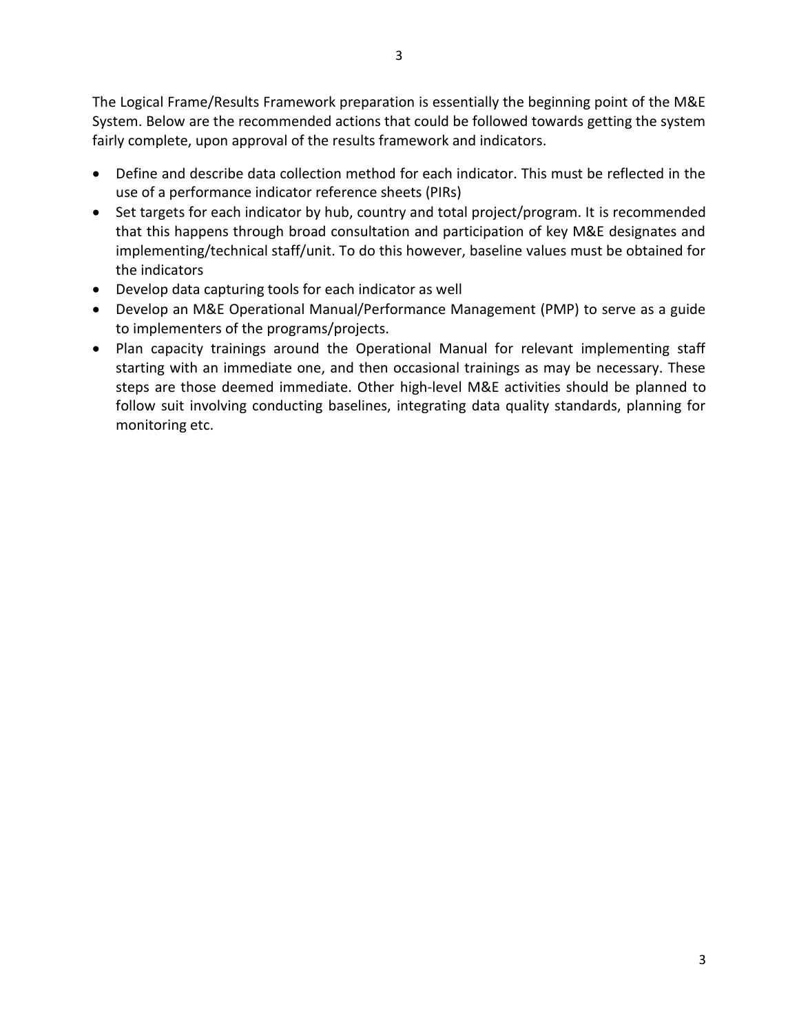The Logical Frame/Results Framework preparation is essentially the beginning point of the M&E System. Below are the recommended actions that could be followed towards getting the system fairly complete, upon approval of the results framework and indicators.

- Define and describe data collection method for each indicator. This must be reflected in the use of a performance indicator reference sheets (PIRs)
- Set targets for each indicator by hub, country and total project/program. It is recommended that this happens through broad consultation and participation of key M&E designates and implementing/technical staff/unit. To do this however, baseline values must be obtained for the indicators
- Develop data capturing tools for each indicator as well
- Develop an M&E Operational Manual/Performance Management (PMP) to serve as a guide to implementers of the programs/projects.
- Plan capacity trainings around the Operational Manual for relevant implementing staff starting with an immediate one, and then occasional trainings as may be necessary. These steps are those deemed immediate. Other high-level M&E activities should be planned to follow suit involving conducting baselines, integrating data quality standards, planning for monitoring etc.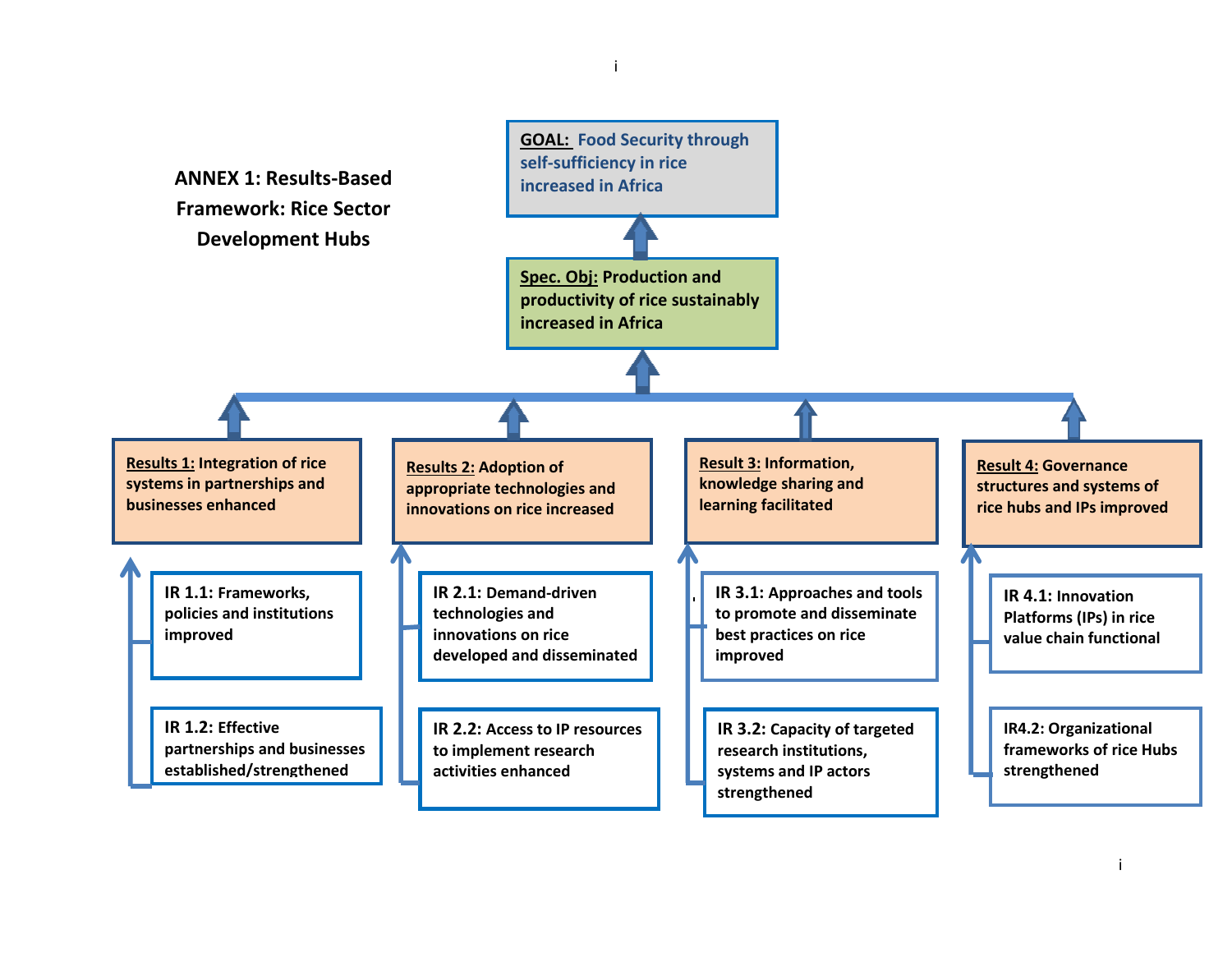## ANNEX 1: Results-Based Framework: Rice Sector Development Hubs

**GOAL:** Food Security through self-sufficiency in rice increased in Africa

**Spec. Obj:** Production and productivity of rice sustainably increased in Africa

**Results 1:** Integration of rice systems in partnerships and businesses enhanced

- **IR 1.1:** Frameworks, policies and institutions improved
- **IR 1.2:** Effective partnerships and businesses established/strengthened

**Results 2:** Adoption of appropriate technologies and innovations on rice increased

- **IR 2.1:** Demand-driven technologies and innovations on rice developed and disseminated
- **IR 2.2:** Access to IP resources to implement research activities enhanced

**Result 3:** Information, knowledge sharing and learning facilitated

- **IR 3.1:** Approaches and tools to promote and disseminate best practices on rice improved
- **IR 3.2:** Capacity of targeted research institutions, systems and IP actors strengthened

**Result 4:** Governance structures and systems of rice hubs and IPs improved

- **IR 4.1:** Innovation Platforms (IPs) in rice value chain functional
- **IR4.2:** Organizational frameworks of rice Hubs strengthened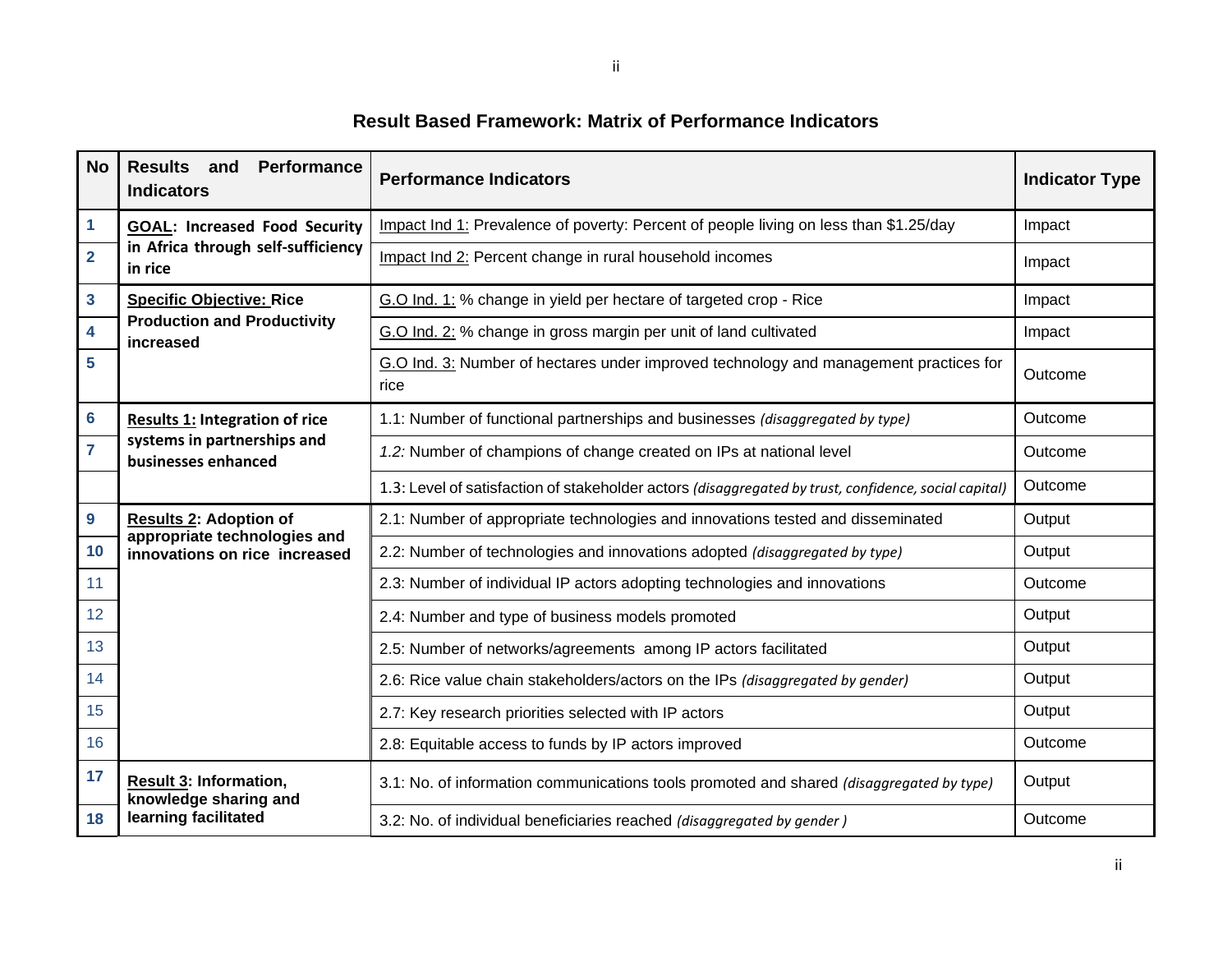## Result Based Framework: Matrix of Performance Indicators

| No | Results and Performance Indicators | Performance Indicators | Indicator Type |
|---|---|---|---|
| 1 | **GOAL: Increased Food Security in Africa through self-sufficiency in rice** | Impact Ind 1: Prevalence of poverty: Percent of people living on less than $1.25/day | Impact |
| 2 | | Impact Ind 2: Percent change in rural household incomes | Impact |
| 3 | **Specific Objective: Rice Production and Productivity increased** | G.O Ind. 1: % change in yield per hectare of targeted crop - Rice | Impact |
| 4 | | G.O Ind. 2: % change in gross margin per unit of land cultivated | Impact |
| 5 | | G.O Ind. 3: Number of hectares under improved technology and management practices for rice | Outcome |
| 6 | **Results 1: Integration of rice systems in partnerships and businesses enhanced** | 1.1: Number of functional partnerships and businesses *(disaggregated by type)* | Outcome |
| 7 | | *1.2:* Number of champions of change created on IPs at national level | Outcome |
| | | 1.3: Level of satisfaction of stakeholder actors *(disaggregated by trust, confidence, social capital)* | Outcome |
| 9 | **Results 2: Adoption of appropriate technologies and innovations on rice increased** | 2.1: Number of appropriate technologies and innovations tested and disseminated | Output |
| 10 | | 2.2: Number of technologies and innovations adopted *(disaggregated by type)* | Output |
| 11 | | 2.3: Number of individual IP actors adopting technologies and innovations | Outcome |
| 12 | | 2.4: Number and type of business models promoted | Output |
| 13 | | 2.5: Number of networks/agreements among IP actors facilitated | Output |
| 14 | | 2.6: Rice value chain stakeholders/actors on the IPs *(disaggregated by gender)* | Output |
| 15 | | 2.7: Key research priorities selected with IP actors | Output |
| 16 | | 2.8: Equitable access to funds by IP actors improved | Outcome |
| 17 | **Result 3: Information, knowledge sharing and learning facilitated** | 3.1: No. of information communications tools promoted and shared *(disaggregated by type)* | Output |
| 18 | | 3.2: No. of individual beneficiaries reached *(disaggregated by gender )* | Outcome |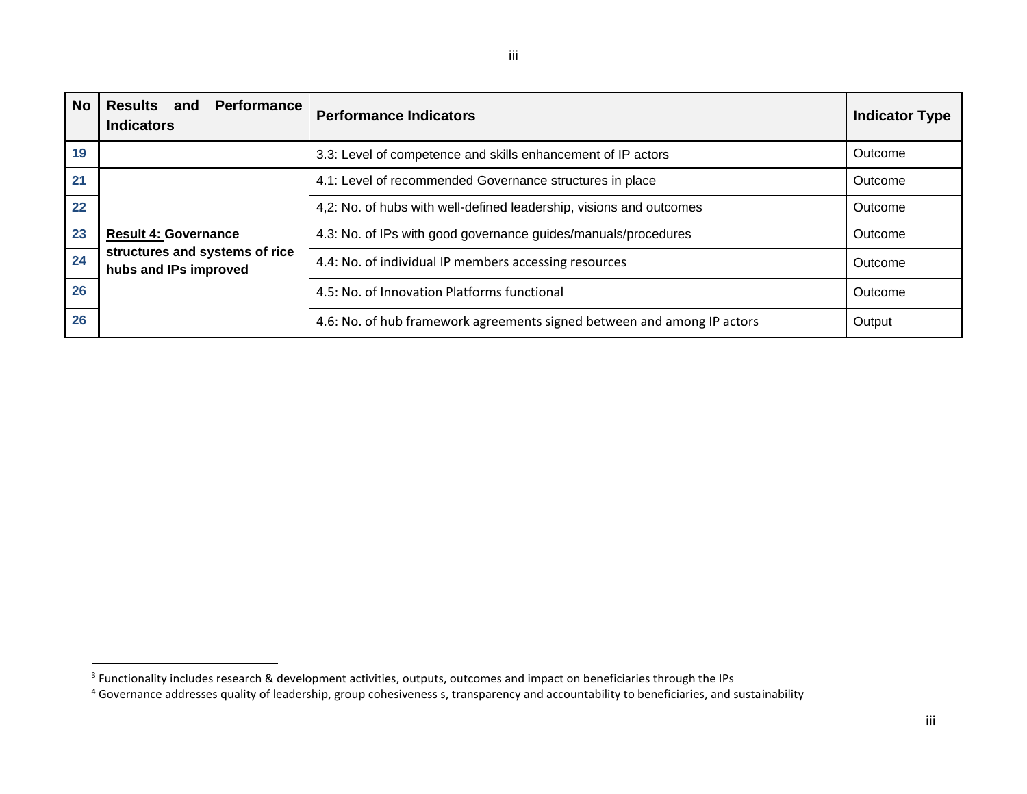| No | Results and Performance Indicators | Performance Indicators | Indicator Type |
|---|---|---|---|
| 19 | | 3.3: Level of competence and skills enhancement of IP actors | Outcome |
| 21 | **Result 4: Governance structures and systems of rice hubs and IPs improved** | 4.1: Level of recommended Governance structures in place | Outcome |
| 22 | | 4,2: No. of hubs with well-defined leadership, visions and outcomes | Outcome |
| 23 | | 4.3: No. of IPs with good governance guides/manuals/procedures | Outcome |
| 24 | | 4.4: No. of individual IP members accessing resources | Outcome |
| 26 | | 4.5: No. of Innovation Platforms functional | Outcome |
| 26 | | 4.6: No. of hub framework agreements signed between and among IP actors | Output |

[3] Functionality includes research & development activities, outputs, outcomes and impact on beneficiaries through the IPs

[4] Governance addresses quality of leadership, group cohesiveness s, transparency and accountability to beneficiaries, and sustainability